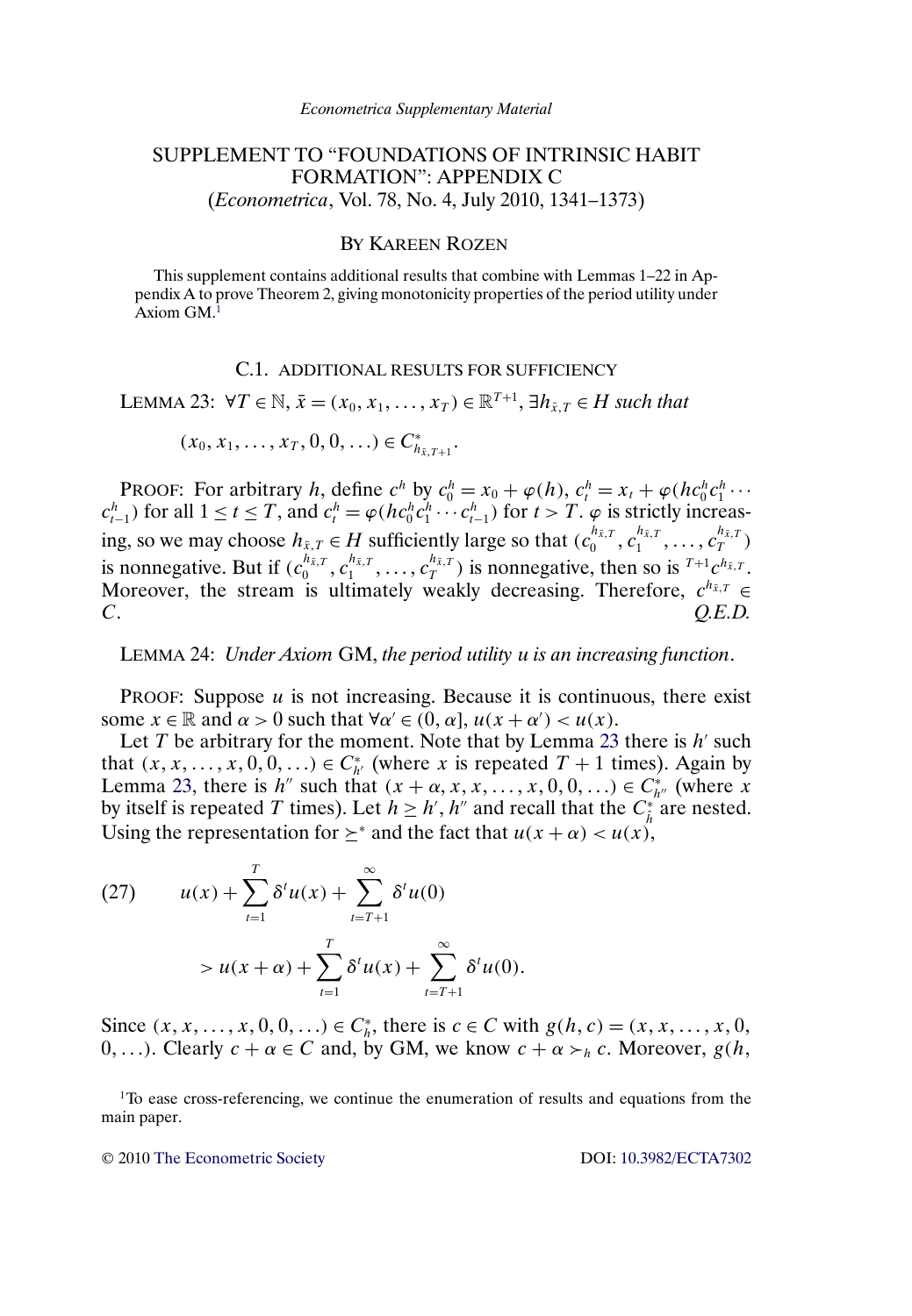# SUPPLEMENT TO "FOUNDATIONS OF INTRINSIC HABIT FORMATION": APPENDIX C

(*Econometrica*, Vol. 78, No. 4, July 2010, 1341–1373)

BY KAREEN ROZEN

This supplement contains additional results that combine with Lemmas 1–22 in Appendix A to prove Theorem 2, giving monotonicity properties of the period utility under Axiom GM.[1]

## C.1. ADDITIONAL RESULTS FOR SUFFICIENCY

LEMMA 23: *$\forall T \in \mathbb{N}$, $\bar{x} = (x_0, x_1, \ldots, x_T) \in \mathbb{R}^{T+1}$, $\exists h_{\bar{x},T} \in H$ such that*

$$(x_0, x_1, \ldots, x_T, 0, 0, \ldots) \in C^*_{h_{\bar{x},T+1}}.$$

PROOF: For arbitrary $h$, define $c^h$ by $c_0^h = x_0 + \varphi(h)$, $c_t^h = x_t + \varphi(hc_0^h c_1^h \cdots c_{t-1}^h)$ for all $1 \le t \le T$, and $c_t^h = \varphi(hc_0^h c_1^h \cdots c_{t-1}^h)$ for $t > T$. $\varphi$ is strictly increasing, so we may choose $h_{\bar{x},T} \in H$ sufficiently large so that $(c_0^{h_{\bar{x},T}}, c_1^{h_{\bar{x},T}}, \ldots, c_T^{h_{\bar{x},T}})$ is nonnegative. But if $(c_0^{h_{\bar{x},T}}, c_1^{h_{\bar{x},T}}, \ldots, c_T^{h_{\bar{x},T}})$ is nonnegative, then so is ${}^{T+1}c^{h_{\bar{x},T}}$. Moreover, the stream is ultimately weakly decreasing. Therefore, $c^{h_{\bar{x},T}} \in C$. *Q.E.D.*

LEMMA 24: *Under Axiom* GM, *the period utility $u$ is an increasing function*.

PROOF: Suppose $u$ is not increasing. Because it is continuous, there exist some $x \in \mathbb{R}$ and $\alpha > 0$ such that $\forall \alpha' \in (0, \alpha]$, $u(x + \alpha') < u(x)$.

Let $T$ be arbitrary for the moment. Note that by Lemma 23 there is $h'$ such that $(x, x, \ldots, x, 0, 0, \ldots) \in C^*_{h'}$ (where $x$ is repeated $T + 1$ times). Again by Lemma 23, there is $h''$ such that $(x + \alpha, x, x, \ldots, x, 0, 0, \ldots) \in C^*_{h''}$ (where $x$ by itself is repeated $T$ times). Let $h \ge h', h''$ and recall that the $C^*_{\hat{h}}$ are nested. Using the representation for $\succeq^*$ and the fact that $u(x + \alpha) < u(x)$,

$$\begin{aligned}(27) \qquad & u(x) + \sum_{t=1}^{T} \delta^t u(x) + \sum_{t=T+1}^{\infty} \delta^t u(0) \\ & > u(x + \alpha) + \sum_{t=1}^{T} \delta^t u(x) + \sum_{t=T+1}^{\infty} \delta^t u(0).\end{aligned}$$

Since $(x, x, \ldots, x, 0, 0, \ldots) \in C^*_h$, there is $c \in C$ with $g(h, c) = (x, x, \ldots, x, 0, 0, \ldots)$. Clearly $c + \alpha \in C$ and, by GM, we know $c + \alpha \succ_h c$. Moreover, $g(h,$

[1]To ease cross-referencing, we continue the enumeration of results and equations from the main paper.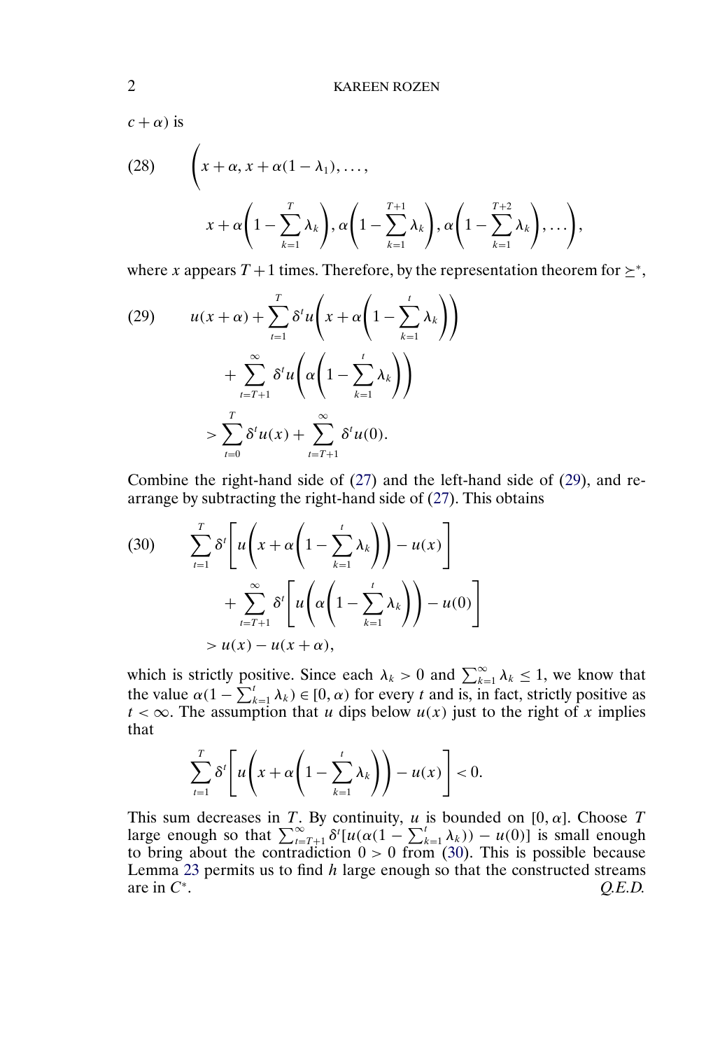$c + \alpha$) is

$$
\left(x + \alpha, x + \alpha(1 - \lambda_1), \dots, \right. \\
\left. x + \alpha\left(1 - \sum_{k=1}^{T} \lambda_k\right), \alpha\left(1 - \sum_{k=1}^{T+1} \lambda_k\right), \alpha\left(1 - \sum_{k=1}^{T+2} \lambda_k\right), \dots\right), \tag{28}
$$

where $x$ appears $T + 1$ times. Therefore, by the representation theorem for $\succeq^*$,

$$
\begin{aligned}
& u(x + \alpha) + \sum_{t=1}^{T} \delta^t u\left(x + \alpha\left(1 - \sum_{k=1}^{t} \lambda_k\right)\right) \\
& \quad + \sum_{t=T+1}^{\infty} \delta^t u\left(\alpha\left(1 - \sum_{k=1}^{t} \lambda_k\right)\right) \\
& \quad > \sum_{t=0}^{T} \delta^t u(x) + \sum_{t=T+1}^{\infty} \delta^t u(0).
\end{aligned} \tag{29}
$$

Combine the right-hand side of (27) and the left-hand side of (29), and rearrange by subtracting the right-hand side of (27). This obtains

$$
\begin{aligned}
& \sum_{t=1}^{T} \delta^t \left[u\left(x + \alpha\left(1 - \sum_{k=1}^{t} \lambda_k\right)\right) - u(x)\right] \\
& \quad + \sum_{t=T+1}^{\infty} \delta^t \left[u\left(\alpha\left(1 - \sum_{k=1}^{t} \lambda_k\right)\right) - u(0)\right] \\
& \quad > u(x) - u(x + \alpha),
\end{aligned} \tag{30}
$$

which is strictly positive. Since each $\lambda_k > 0$ and $\sum_{k=1}^{\infty} \lambda_k \leq 1$, we know that the value $\alpha(1 - \sum_{k=1}^{t} \lambda_k) \in [0, \alpha)$ for every $t$ and is, in fact, strictly positive as $t < \infty$. The assumption that $u$ dips below $u(x)$ just to the right of $x$ implies that

$$
\sum_{t=1}^{T} \delta^t \left[u\left(x + \alpha\left(1 - \sum_{k=1}^{t} \lambda_k\right)\right) - u(x)\right] < 0.
$$

This sum decreases in $T$. By continuity, $u$ is bounded on $[0, \alpha]$. Choose $T$ large enough so that $\sum_{t=T+1}^{\infty} \delta^t [u(\alpha(1 - \sum_{k=1}^{t} \lambda_k)) - u(0)]$ is small enough to bring about the contradiction $0 > 0$ from (30). This is possible because Lemma 23 permits us to find $h$ large enough so that the constructed streams are in $C^*$. *Q.E.D.*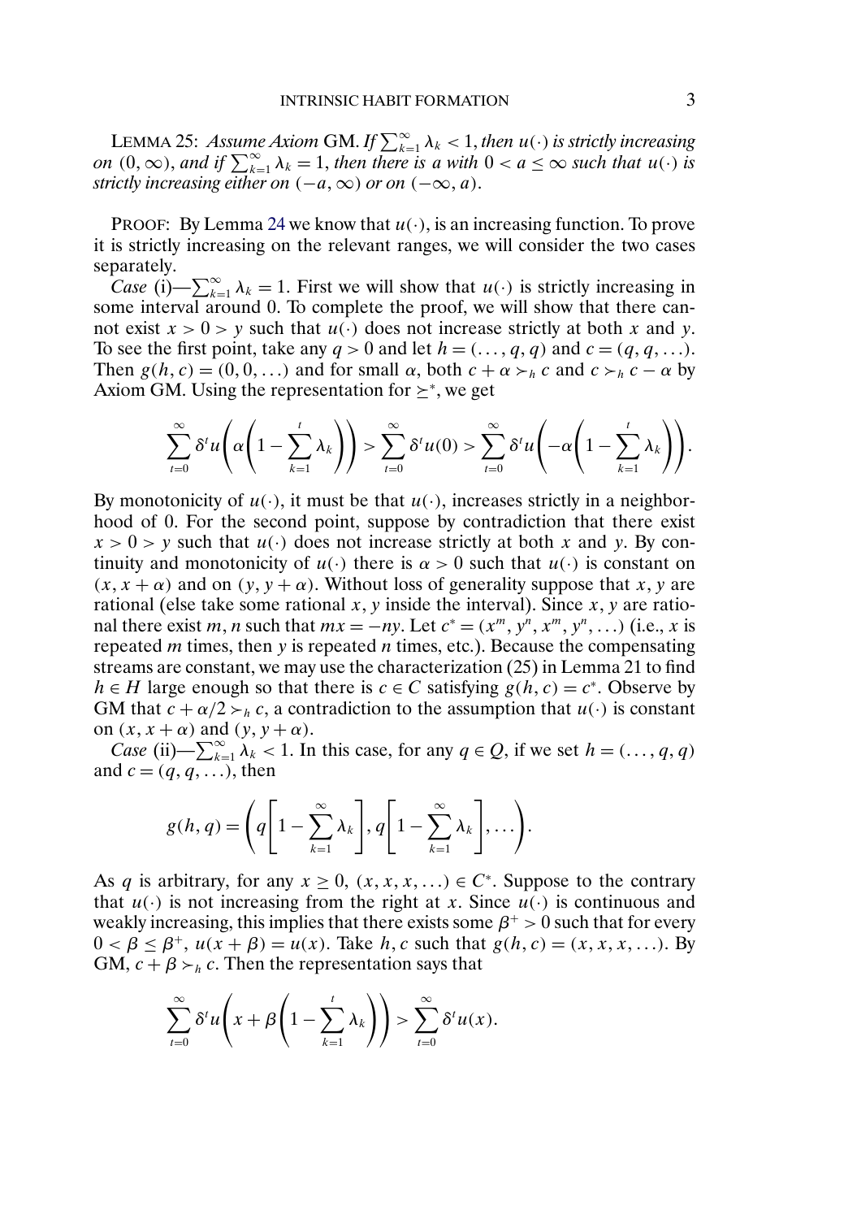LEMMA 25: *Assume Axiom* GM. *If* $\sum_{k=1}^{\infty} \lambda_k < 1$, *then* $u(\cdot)$ *is strictly increasing on* $(0, \infty)$, *and if* $\sum_{k=1}^{\infty} \lambda_k = 1$, *then there is a with* $0 < a \leq \infty$ *such that* $u(\cdot)$ *is strictly increasing either on* $(-a, \infty)$ *or on* $(-\infty, a)$.

PROOF: By Lemma 24 we know that $u(\cdot)$, is an increasing function. To prove it is strictly increasing on the relevant ranges, we will consider the two cases separately.

*Case* (i)—$\sum_{k=1}^{\infty} \lambda_k = 1$. First we will show that $u(\cdot)$ is strictly increasing in some interval around 0. To complete the proof, we will show that there cannot exist $x > 0 > y$ such that $u(\cdot)$ does not increase strictly at both $x$ and $y$. To see the first point, take any $q > 0$ and let $h = (\dots, q, q)$ and $c = (q, q, \dots)$. Then $g(h, c) = (0, 0, \dots)$ and for small $\alpha$, both $c + \alpha \succ_h c$ and $c \succ_h c - \alpha$ by Axiom GM. Using the representation for $\succeq^*$, we get

$$\sum_{t=0}^{\infty} \delta^t u\left(\alpha\left(1 - \sum_{k=1}^{t} \lambda_k\right)\right) > \sum_{t=0}^{\infty} \delta^t u(0) > \sum_{t=0}^{\infty} \delta^t u\left(-\alpha\left(1 - \sum_{k=1}^{t} \lambda_k\right)\right).$$

By monotonicity of $u(\cdot)$, it must be that $u(\cdot)$, increases strictly in a neighborhood of 0. For the second point, suppose by contradiction that there exist $x > 0 > y$ such that $u(\cdot)$ does not increase strictly at both $x$ and $y$. By continuity and monotonicity of $u(\cdot)$ there is $\alpha > 0$ such that $u(\cdot)$ is constant on $(x, x + \alpha)$ and on $(y, y + \alpha)$. Without loss of generality suppose that $x, y$ are rational (else take some rational $x, y$ inside the interval). Since $x, y$ are rational there exist $m, n$ such that $mx = -ny$. Let $c^* = (x^m, y^n, x^m, y^n, \dots)$ (i.e., $x$ is repeated $m$ times, then $y$ is repeated $n$ times, etc.). Because the compensating streams are constant, we may use the characterization (25) in Lemma 21 to find $h \in H$ large enough so that there is $c \in C$ satisfying $g(h, c) = c^*$. Observe by GM that $c + \alpha/2 \succ_h c$, a contradiction to the assumption that $u(\cdot)$ is constant on $(x, x + \alpha)$ and $(y, y + \alpha)$.

*Case* (ii)—$\sum_{k=1}^{\infty} \lambda_k < 1$. In this case, for any $q \in Q$, if we set $h = (\dots, q, q)$ and $c = (q, q, \dots)$, then

$$g(h, q) = \left(q\left[1 - \sum_{k=1}^{\infty} \lambda_k\right], q\left[1 - \sum_{k=1}^{\infty} \lambda_k\right], \dots\right).$$

As $q$ is arbitrary, for any $x \geq 0$, $(x, x, x, \dots) \in C^*$. Suppose to the contrary that $u(\cdot)$ is not increasing from the right at $x$. Since $u(\cdot)$ is continuous and weakly increasing, this implies that there exists some $\beta^+ > 0$ such that for every $0 < \beta \leq \beta^+$, $u(x + \beta) = u(x)$. Take $h, c$ such that $g(h, c) = (x, x, x, \dots)$. By GM, $c + \beta \succ_h c$. Then the representation says that

$$\sum_{t=0}^{\infty} \delta^t u\left(x + \beta\left(1 - \sum_{k=1}^{t} \lambda_k\right)\right) > \sum_{t=0}^{\infty} \delta^t u(x).$$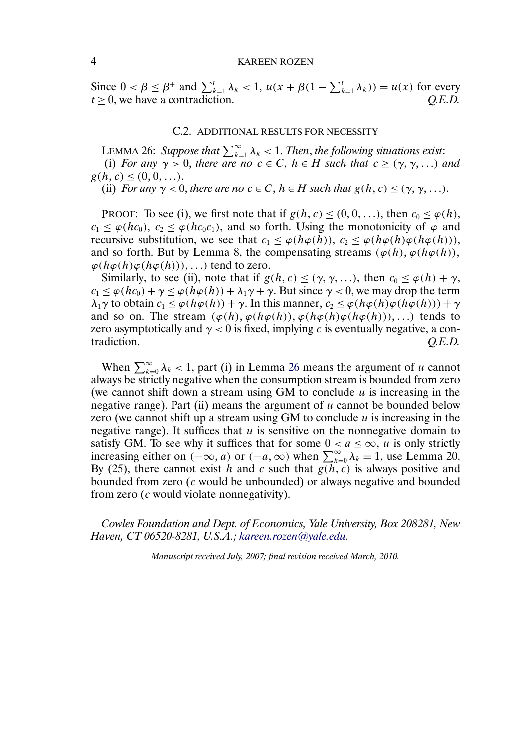Since $0 < \beta \leq \beta^+$ and $\sum_{k=1}^{t} \lambda_k < 1$, $u(x + \beta(1 - \sum_{k=1}^{t} \lambda_k)) = u(x)$ for every $t \geq 0$, we have a contradiction. *Q.E.D.*

### C.2. ADDITIONAL RESULTS FOR NECESSITY

LEMMA 26: *Suppose that* $\sum_{k=1}^{\infty} \lambda_k < 1$. *Then, the following situations exist*:

(i) *For any* $\gamma > 0$, *there are no* $c \in C$, $h \in H$ *such that* $c \geq (\gamma, \gamma, \ldots)$ *and* $g(h, c) \leq (0, 0, \ldots)$.

(ii) *For any* $\gamma < 0$, *there are no* $c \in C$, $h \in H$ *such that* $g(h, c) \leq (\gamma, \gamma, \ldots)$.

PROOF: To see (i), we first note that if $g(h, c) \leq (0, 0, \ldots)$, then $c_0 \leq \varphi(h)$, $c_1 \leq \varphi(hc_0)$, $c_2 \leq \varphi(hc_0c_1)$, and so forth. Using the monotonicity of $\varphi$ and recursive substitution, we see that $c_1 \leq \varphi(h\varphi(h))$, $c_2 \leq \varphi(h\varphi(h)\varphi(h\varphi(h)))$, and so forth. But by Lemma 8, the compensating streams $(\varphi(h), \varphi(h\varphi(h)), \varphi(h\varphi(h)\varphi(h\varphi(h))), \ldots)$ tend to zero.

Similarly, to see (ii), note that if $g(h, c) \leq (\gamma, \gamma, \ldots)$, then $c_0 \leq \varphi(h) + \gamma$, $c_1 \leq \varphi(hc_0) + \gamma \leq \varphi(h\varphi(h)) + \lambda_1\gamma + \gamma$. But since $\gamma < 0$, we may drop the term $\lambda_1\gamma$ to obtain $c_1 \leq \varphi(h\varphi(h)) + \gamma$. In this manner, $c_2 \leq \varphi(h\varphi(h)\varphi(h\varphi(h))) + \gamma$ and so on. The stream $(\varphi(h), \varphi(h\varphi(h)), \varphi(h\varphi(h)\varphi(h\varphi(h))), \ldots)$ tends to zero asymptotically and $\gamma < 0$ is fixed, implying $c$ is eventually negative, a contradiction. *Q.E.D.*

When $\sum_{k=0}^{\infty} \lambda_k < 1$, part (i) in Lemma 26 means the argument of $u$ cannot always be strictly negative when the consumption stream is bounded from zero (we cannot shift down a stream using GM to conclude $u$ is increasing in the negative range). Part (ii) means the argument of $u$ cannot be bounded below zero (we cannot shift up a stream using GM to conclude $u$ is increasing in the negative range). It suffices that $u$ is sensitive on the nonnegative domain to satisfy GM. To see why it suffices that for some $0 < a \leq \infty$, $u$ is only strictly increasing either on $(-\infty, a)$ or $(-a, \infty)$ when $\sum_{k=0}^{\infty} \lambda_k = 1$, use Lemma 20. By (25), there cannot exist $h$ and $c$ such that $g(h, c)$ is always positive and bounded from zero ($c$ would be unbounded) or always negative and bounded from zero ($c$ would violate nonnegativity).

*Cowles Foundation and Dept. of Economics, Yale University, Box 208281, New Haven, CT 06520-8281, U.S.A.; kareen.rozen@yale.edu.*

*Manuscript received July, 2007; final revision received March, 2010.*